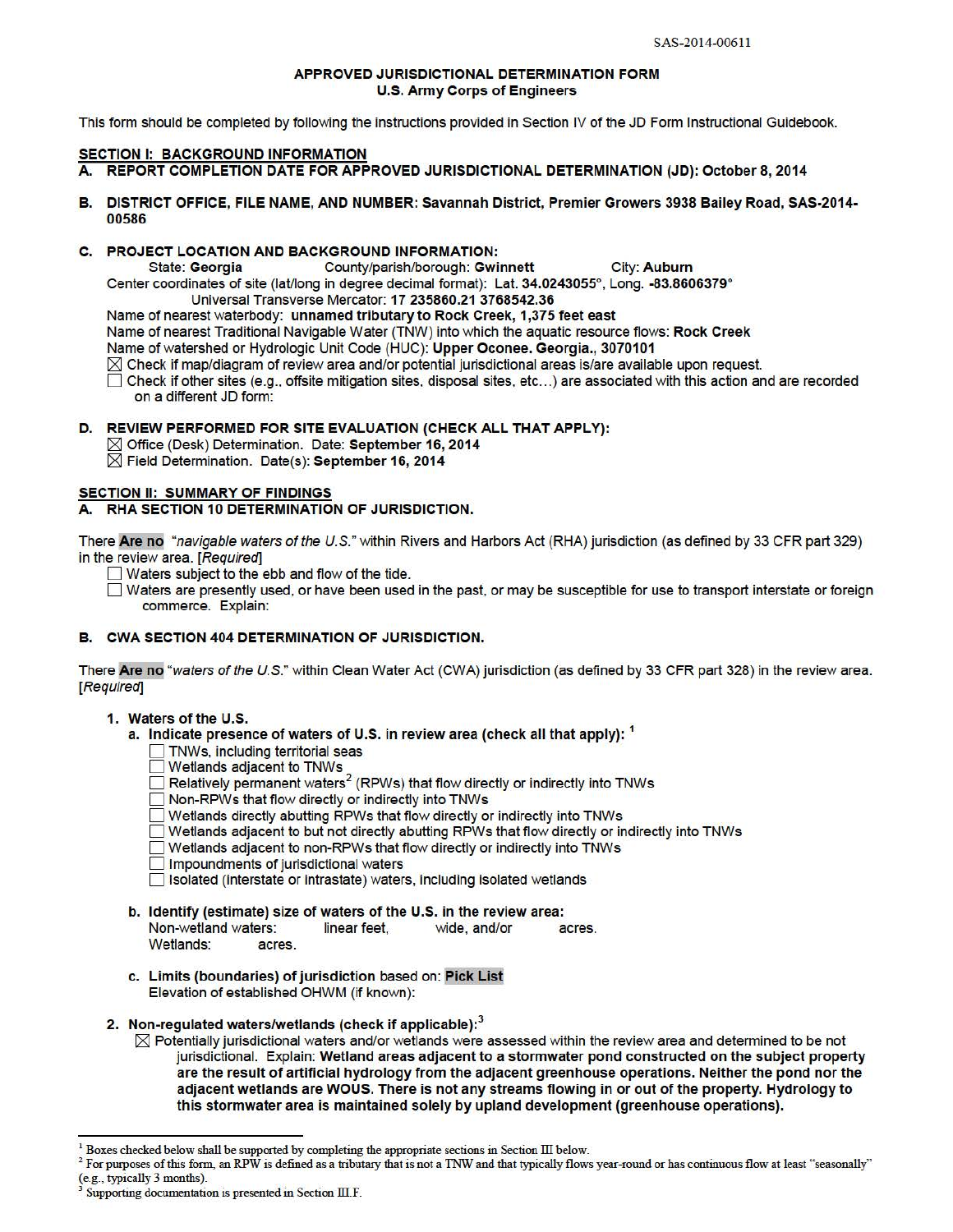SAS-2014-00611

# APPROVED JURISDICTIONAL DETERMINATION FORM
## U.S. Army Corps of Engineers

This form should be completed by following the instructions provided in Section IV of the JD Form Instructional Guidebook.

## SECTION I: BACKGROUND INFORMATION

**A. REPORT COMPLETION DATE FOR APPROVED JURISDICTIONAL DETERMINATION (JD): October 8, 2014**

**B. DISTRICT OFFICE, FILE NAME, AND NUMBER: Savannah District, Premier Growers 3938 Bailey Road, SAS-2014-00586**

**C. PROJECT LOCATION AND BACKGROUND INFORMATION:**

State: **Georgia** County/parish/borough: **Gwinnett** City: **Auburn**

Center coordinates of site (lat/long in degree decimal format): Lat. **34.0243055°**, Long. **-83.8606379°**

Universal Transverse Mercator: **17 235860.21 3768542.36**

Name of nearest waterbody: **unnamed tributary to Rock Creek, 1,375 feet east**

Name of nearest Traditional Navigable Water (TNW) into which the aquatic resource flows: **Rock Creek**

Name of watershed or Hydrologic Unit Code (HUC): **Upper Oconee. Georgia., 3070101**

☒ Check if map/diagram of review area and/or potential jurisdictional areas is/are available upon request.

☐ Check if other sites (e.g., offsite mitigation sites, disposal sites, etc…) are associated with this action and are recorded on a different JD form:

**D. REVIEW PERFORMED FOR SITE EVALUATION (CHECK ALL THAT APPLY):**

☒ Office (Desk) Determination. Date: **September 16, 2014**

☒ Field Determination. Date(s): **September 16, 2014**

## SECTION II: SUMMARY OF FINDINGS

**A. RHA SECTION 10 DETERMINATION OF JURISDICTION.**

There **Are no** "*navigable waters of the U.S.*" within Rivers and Harbors Act (RHA) jurisdiction (as defined by 33 CFR part 329) in the review area. [*Required*]

☐ Waters subject to the ebb and flow of the tide.

☐ Waters are presently used, or have been used in the past, or may be susceptible for use to transport interstate or foreign commerce. Explain:

**B. CWA SECTION 404 DETERMINATION OF JURISDICTION.**

There **Are no** "*waters of the U.S.*" within Clean Water Act (CWA) jurisdiction (as defined by 33 CFR part 328) in the review area. [*Required*]

**1. Waters of the U.S.**

**a. Indicate presence of waters of U.S. in review area (check all that apply):** [1]

☐ TNWs, including territorial seas
☐ Wetlands adjacent to TNWs
☐ Relatively permanent waters[2] (RPWs) that flow directly or indirectly into TNWs
☐ Non-RPWs that flow directly or indirectly into TNWs
☐ Wetlands directly abutting RPWs that flow directly or indirectly into TNWs
☐ Wetlands adjacent to but not directly abutting RPWs that flow directly or indirectly into TNWs
☐ Wetlands adjacent to non-RPWs that flow directly or indirectly into TNWs
☐ Impoundments of jurisdictional waters
☐ Isolated (interstate or intrastate) waters, including isolated wetlands

**b. Identify (estimate) size of waters of the U.S. in the review area:**

Non-wetland waters: linear feet, wide, and/or acres.

Wetlands: acres.

**c. Limits (boundaries) of jurisdiction** based on: **Pick List**

Elevation of established OHWM (if known):

**2. Non-regulated waters/wetlands (check if applicable):**[3]

☒ Potentially jurisdictional waters and/or wetlands were assessed within the review area and determined to be not jurisdictional. Explain: **Wetland areas adjacent to a stormwater pond constructed on the subject property are the result of artificial hydrology from the adjacent greenhouse operations. Neither the pond nor the adjacent wetlands are WOUS. There is not any streams flowing in or out of the property. Hydrology to this stormwater area is maintained solely by upland development (greenhouse operations).**

---

[1] Boxes checked below shall be supported by completing the appropriate sections in Section III below.

[2] For purposes of this form, an RPW is defined as a tributary that is not a TNW and that typically flows year-round or has continuous flow at least "seasonally" (e.g., typically 3 months).

[3] Supporting documentation is presented in Section III.F.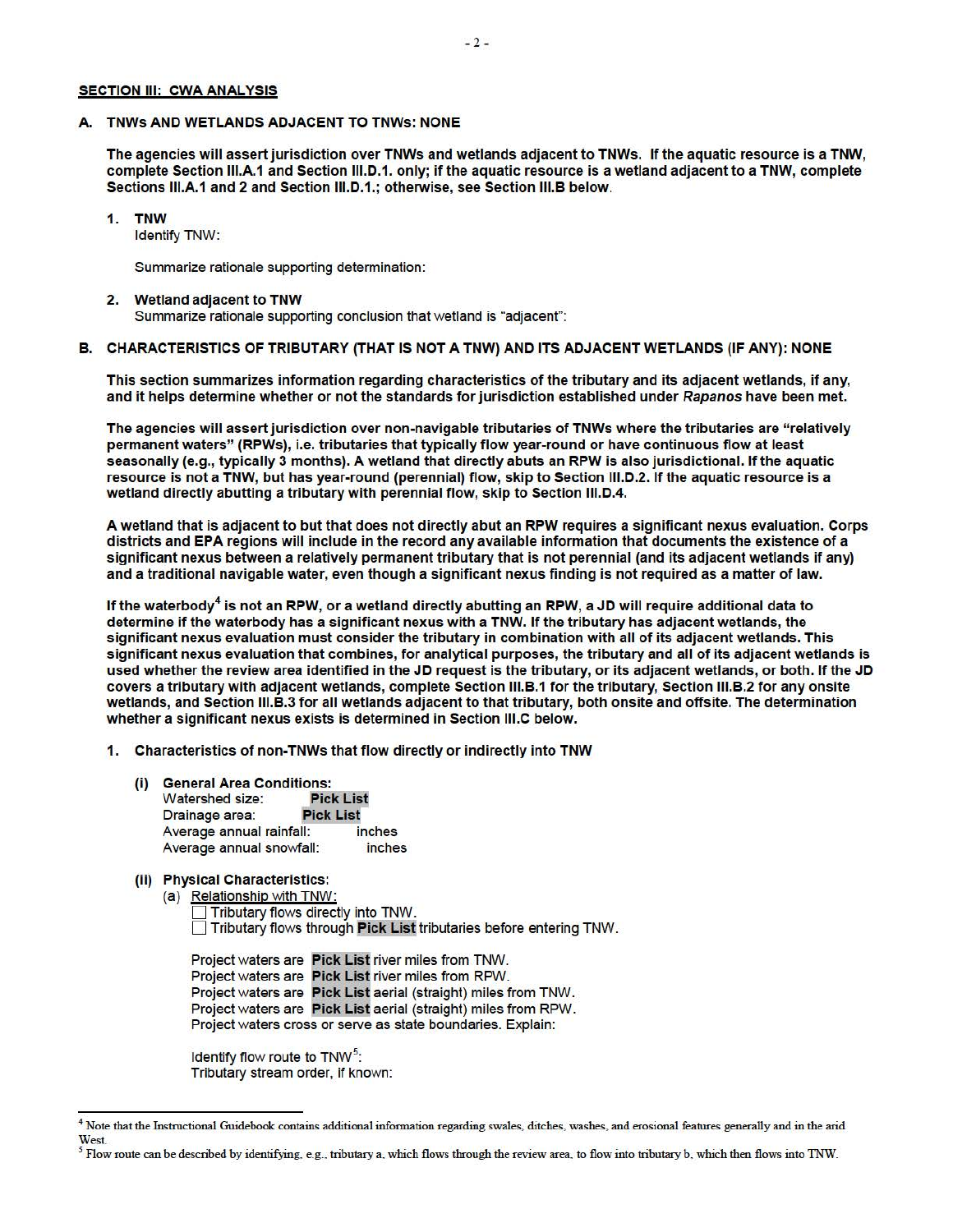## SECTION III: CWA ANALYSIS

### A. TNWs AND WETLANDS ADJACENT TO TNWs: NONE

**The agencies will assert jurisdiction over TNWs and wetlands adjacent to TNWs. If the aquatic resource is a TNW, complete Section III.A.1 and Section III.D.1. only; if the aquatic resource is a wetland adjacent to a TNW, complete Sections III.A.1 and 2 and Section III.D.1.; otherwise, see Section III.B below.**

1. **TNW**
   Identify TNW:

   Summarize rationale supporting determination:

2. **Wetland adjacent to TNW**
   Summarize rationale supporting conclusion that wetland is "adjacent":

### B. CHARACTERISTICS OF TRIBUTARY (THAT IS NOT A TNW) AND ITS ADJACENT WETLANDS (IF ANY): NONE

**This section summarizes information regarding characteristics of the tributary and its adjacent wetlands, if any, and it helps determine whether or not the standards for jurisdiction established under *Rapanos* have been met.**

**The agencies will assert jurisdiction over non-navigable tributaries of TNWs where the tributaries are "relatively permanent waters" (RPWs), i.e. tributaries that typically flow year-round or have continuous flow at least seasonally (e.g., typically 3 months). A wetland that directly abuts an RPW is also jurisdictional. If the aquatic resource is not a TNW, but has year-round (perennial) flow, skip to Section III.D.2. If the aquatic resource is a wetland directly abutting a tributary with perennial flow, skip to Section III.D.4.**

**A wetland that is adjacent to but that does not directly abut an RPW requires a significant nexus evaluation. Corps districts and EPA regions will include in the record any available information that documents the existence of a significant nexus between a relatively permanent tributary that is not perennial (and its adjacent wetlands if any) and a traditional navigable water, even though a significant nexus finding is not required as a matter of law.**

**If the waterbody[4] is not an RPW, or a wetland directly abutting an RPW, a JD will require additional data to determine if the waterbody has a significant nexus with a TNW. If the tributary has adjacent wetlands, the significant nexus evaluation must consider the tributary in combination with all of its adjacent wetlands. This significant nexus evaluation that combines, for analytical purposes, the tributary and all of its adjacent wetlands is used whether the review area identified in the JD request is the tributary, or its adjacent wetlands, or both. If the JD covers a tributary with adjacent wetlands, complete Section III.B.1 for the tributary, Section III.B.2 for any onsite wetlands, and Section III.B.3 for all wetlands adjacent to that tributary, both onsite and offsite. The determination whether a significant nexus exists is determined in Section III.C below.**

1. **Characteristics of non-TNWs that flow directly or indirectly into TNW**

   (i) **General Area Conditions:**
   Watershed size: **Pick List**
   Drainage area: **Pick List**
   Average annual rainfall: inches
   Average annual snowfall: inches

   (ii) **Physical Characteristics:**
   (a) Relationship with TNW:
   ☐ Tributary flows directly into TNW.
   ☐ Tributary flows through **Pick List** tributaries before entering TNW.

   Project waters are **Pick List** river miles from TNW.
   Project waters are **Pick List** river miles from RPW.
   Project waters are **Pick List** aerial (straight) miles from TNW.
   Project waters are **Pick List** aerial (straight) miles from RPW.
   Project waters cross or serve as state boundaries. Explain:

   Identify flow route to TNW[5]:
   Tributary stream order, if known:

---

[4] Note that the Instructional Guidebook contains additional information regarding swales, ditches, washes, and erosional features generally and in the arid West.

[5] Flow route can be described by identifying, e.g., tributary a, which flows through the review area, to flow into tributary b, which then flows into TNW.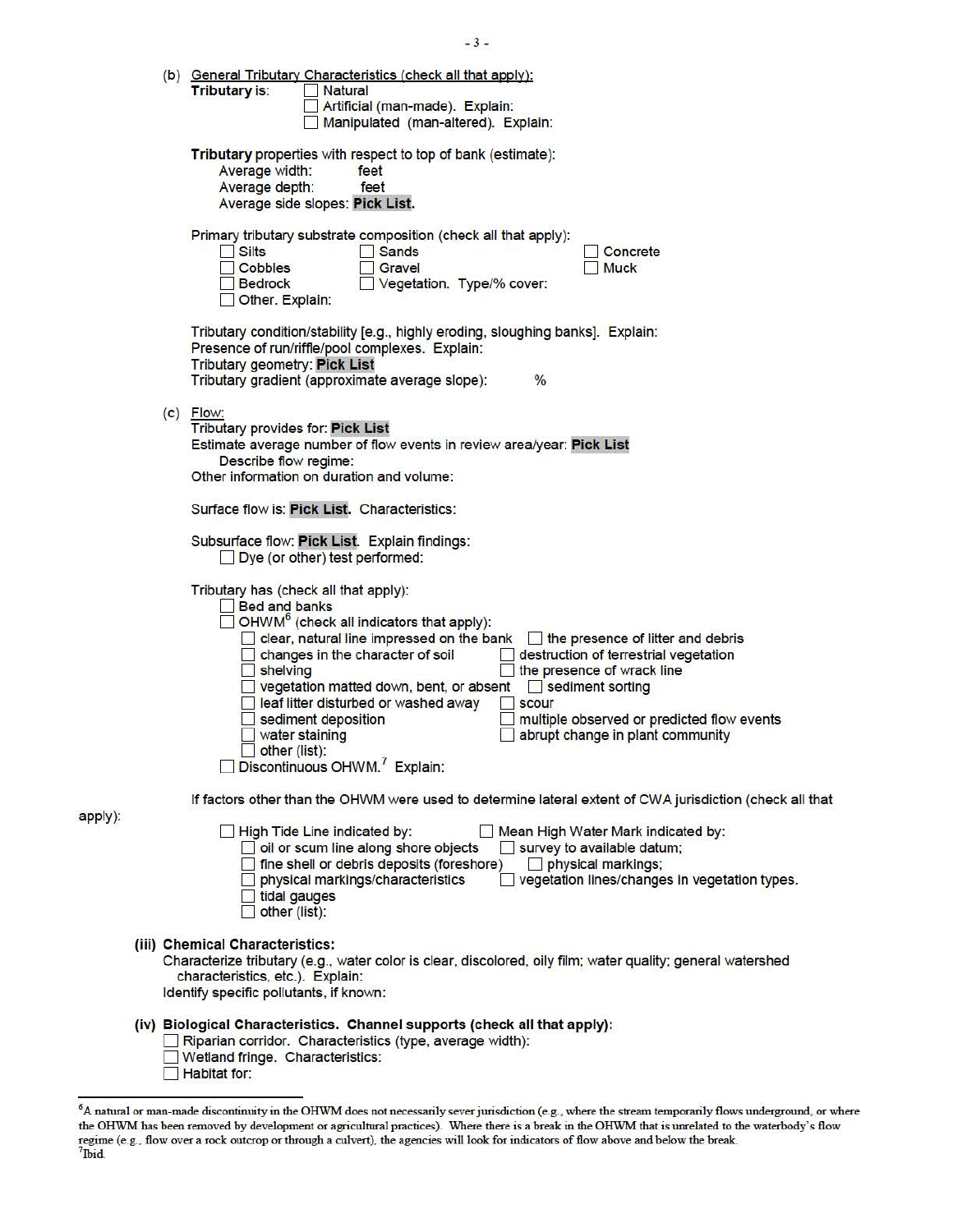(b) General Tributary Characteristics (check all that apply):

**Tributary** is:
- ☐ Natural
- ☐ Artificial (man-made). Explain:
- ☐ Manipulated (man-altered). Explain:

**Tributary** properties with respect to top of bank (estimate):

Average width: feet
Average depth: feet
Average side slopes: **Pick List**.

Primary tributary substrate composition (check all that apply):

- ☐ Silts
- ☐ Sands
- ☐ Concrete
- ☐ Cobbles
- ☐ Gravel
- ☐ Muck
- ☐ Bedrock
- ☐ Vegetation. Type/% cover:
- ☐ Other. Explain:

Tributary condition/stability [e.g., highly eroding, sloughing banks]. Explain:
Presence of run/riffle/pool complexes. Explain:
Tributary geometry: **Pick List**
Tributary gradient (approximate average slope): %

(c) Flow:

Tributary provides for: **Pick List**
Estimate average number of flow events in review area/year: **Pick List**
Describe flow regime:
Other information on duration and volume:

Surface flow is: **Pick List**. Characteristics:

Subsurface flow: **Pick List**. Explain findings:
- ☐ Dye (or other) test performed:

Tributary has (check all that apply):
- ☐ Bed and banks
- ☐ OHWM[6] (check all indicators that apply):
  - ☐ clear, natural line impressed on the bank
  - ☐ the presence of litter and debris
  - ☐ changes in the character of soil
  - ☐ destruction of terrestrial vegetation
  - ☐ shelving
  - ☐ the presence of wrack line
  - ☐ vegetation matted down, bent, or absent
  - ☐ sediment sorting
  - ☐ leaf litter disturbed or washed away
  - ☐ scour
  - ☐ sediment deposition
  - ☐ multiple observed or predicted flow events
  - ☐ water staining
  - ☐ abrupt change in plant community
  - ☐ other (list):
- ☐ Discontinuous OHWM.[7] Explain:

If factors other than the OHWM were used to determine lateral extent of CWA jurisdiction (check all that apply):

- ☐ High Tide Line indicated by:
  - ☐ oil or scum line along shore objects
  - ☐ fine shell or debris deposits (foreshore)
  - ☐ physical markings/characteristics
  - ☐ tidal gauges
  - ☐ other (list):
- ☐ Mean High Water Mark indicated by:
  - ☐ survey to available datum;
  - ☐ physical markings;
  - ☐ vegetation lines/changes in vegetation types.

**(iii) Chemical Characteristics:**

Characterize tributary (e.g., water color is clear, discolored, oily film; water quality; general watershed characteristics, etc.). Explain:
Identify specific pollutants, if known:

**(iv) Biological Characteristics. Channel supports (check all that apply):**

- ☐ Riparian corridor. Characteristics (type, average width):
- ☐ Wetland fringe. Characteristics:
- ☐ Habitat for:

---

[6] A natural or man-made discontinuity in the OHWM does not necessarily sever jurisdiction (e.g., where the stream temporarily flows underground, or where the OHWM has been removed by development or agricultural practices). Where there is a break in the OHWM that is unrelated to the waterbody's flow regime (e.g., flow over a rock outcrop or through a culvert), the agencies will look for indicators of flow above and below the break.
[7] Ibid.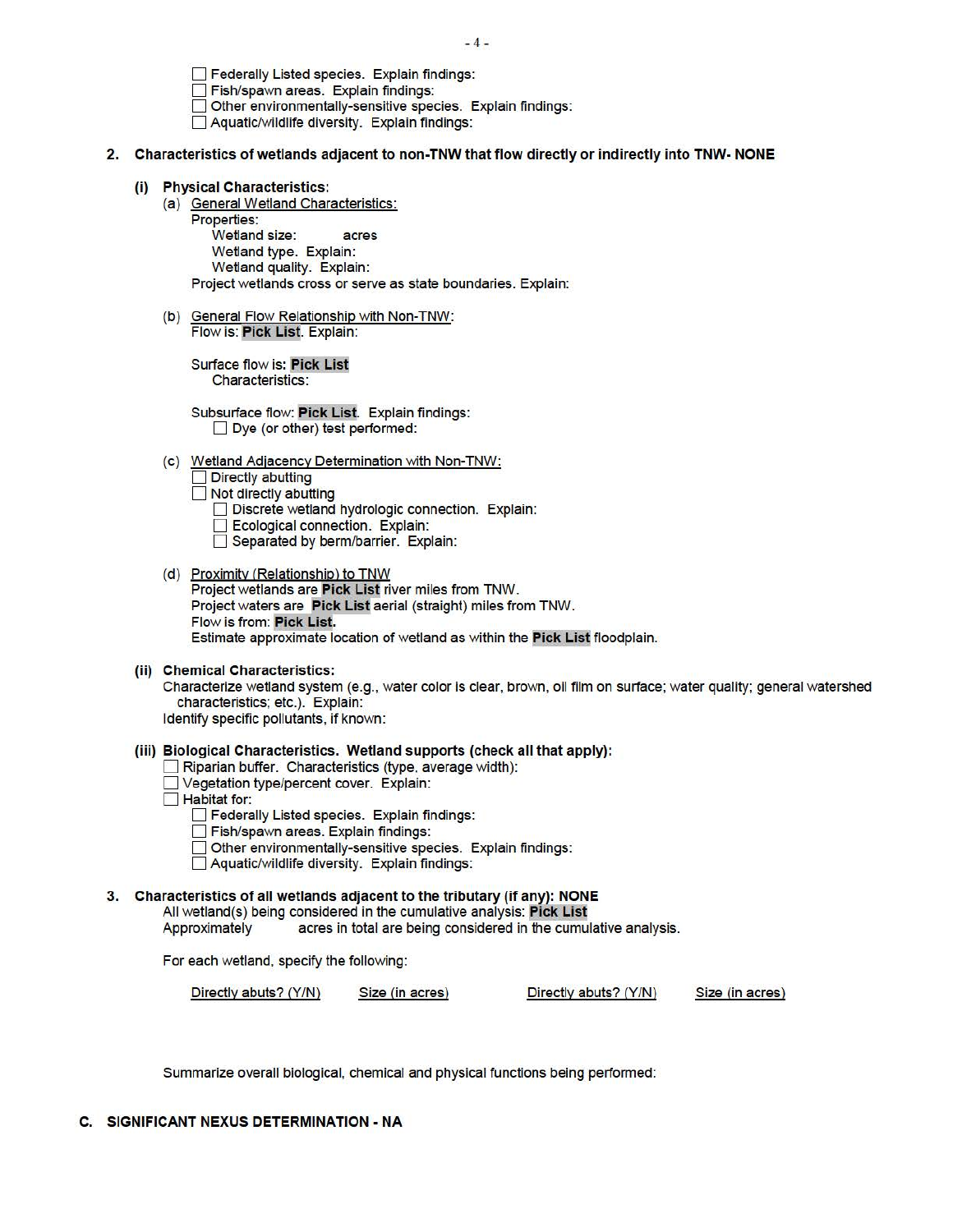- ☐ Federally Listed species. Explain findings:
- ☐ Fish/spawn areas. Explain findings:
- ☐ Other environmentally-sensitive species. Explain findings:
- ☐ Aquatic/wildlife diversity. Explain findings:

**2. Characteristics of wetlands adjacent to non-TNW that flow directly or indirectly into TNW- NONE**

**(i) Physical Characteristics:**

(a) General Wetland Characteristics:

Properties:

Wetland size: acres

Wetland type. Explain:

Wetland quality. Explain:

Project wetlands cross or serve as state boundaries. Explain:

(b) General Flow Relationship with Non-TNW:

Flow is: **Pick List**. Explain:

Surface flow is: **Pick List**

Characteristics:

Subsurface flow: **Pick List**. Explain findings:

- ☐ Dye (or other) test performed:

(c) Wetland Adjacency Determination with Non-TNW:

- ☐ Directly abutting
- ☐ Not directly abutting
  - ☐ Discrete wetland hydrologic connection. Explain:
  - ☐ Ecological connection. Explain:
  - ☐ Separated by berm/barrier. Explain:

(d) Proximity (Relationship) to TNW

Project wetlands are **Pick List** river miles from TNW.

Project waters are **Pick List** aerial (straight) miles from TNW.

Flow is from: **Pick List.**

Estimate approximate location of wetland as within the **Pick List** floodplain.

**(ii) Chemical Characteristics:**

Characterize wetland system (e.g., water color is clear, brown, oil film on surface; water quality; general watershed characteristics; etc.). Explain:

Identify specific pollutants, if known:

**(iii) Biological Characteristics. Wetland supports (check all that apply):**

- ☐ Riparian buffer. Characteristics (type, average width):
- ☐ Vegetation type/percent cover. Explain:
- ☐ Habitat for:
  - ☐ Federally Listed species. Explain findings:
  - ☐ Fish/spawn areas. Explain findings:
  - ☐ Other environmentally-sensitive species. Explain findings:
  - ☐ Aquatic/wildlife diversity. Explain findings:

**3. Characteristics of all wetlands adjacent to the tributary (if any): NONE**

All wetland(s) being considered in the cumulative analysis: **Pick List**

Approximately acres in total are being considered in the cumulative analysis.

For each wetland, specify the following:

| Directly abuts? (Y/N) | Size (in acres) | Directly abuts? (Y/N) | Size (in acres) |
|---|---|---|---|

Summarize overall biological, chemical and physical functions being performed:

**C. SIGNIFICANT NEXUS DETERMINATION - NA**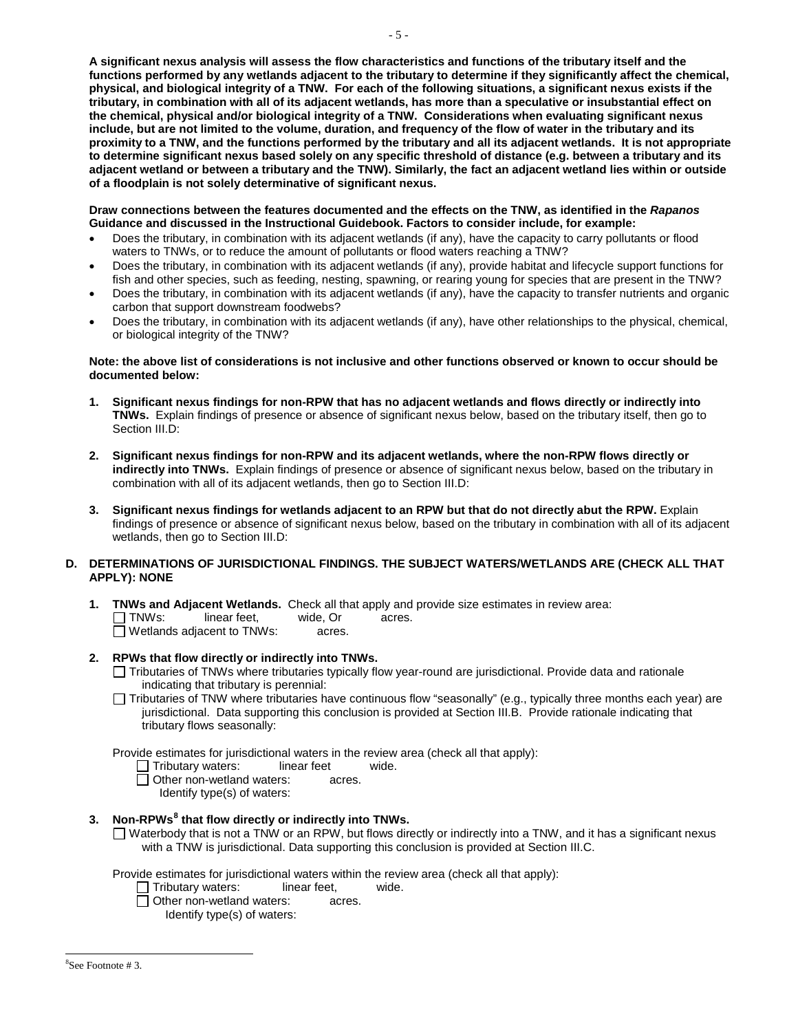**A significant nexus analysis will assess the flow characteristics and functions of the tributary itself and the functions performed by any wetlands adjacent to the tributary to determine if they significantly affect the chemical, physical, and biological integrity of a TNW. For each of the following situations, a significant nexus exists if the tributary, in combination with all of its adjacent wetlands, has more than a speculative or insubstantial effect on the chemical, physical and/or biological integrity of a TNW. Considerations when evaluating significant nexus include, but are not limited to the volume, duration, and frequency of the flow of water in the tributary and its proximity to a TNW, and the functions performed by the tributary and all its adjacent wetlands. It is not appropriate to determine significant nexus based solely on any specific threshold of distance (e.g. between a tributary and its adjacent wetland or between a tributary and the TNW). Similarly, the fact an adjacent wetland lies within or outside of a floodplain is not solely determinative of significant nexus.**

**Draw connections between the features documented and the effects on the TNW, as identified in the *Rapanos* Guidance and discussed in the Instructional Guidebook. Factors to consider include, for example:**

- Does the tributary, in combination with its adjacent wetlands (if any), have the capacity to carry pollutants or flood waters to TNWs, or to reduce the amount of pollutants or flood waters reaching a TNW?
- Does the tributary, in combination with its adjacent wetlands (if any), provide habitat and lifecycle support functions for fish and other species, such as feeding, nesting, spawning, or rearing young for species that are present in the TNW?
- Does the tributary, in combination with its adjacent wetlands (if any), have the capacity to transfer nutrients and organic carbon that support downstream foodwebs?
- Does the tributary, in combination with its adjacent wetlands (if any), have other relationships to the physical, chemical, or biological integrity of the TNW?

**Note: the above list of considerations is not inclusive and other functions observed or known to occur should be documented below:**

1. **Significant nexus findings for non-RPW that has no adjacent wetlands and flows directly or indirectly into TNWs.** Explain findings of presence or absence of significant nexus below, based on the tributary itself, then go to Section III.D:

2. **Significant nexus findings for non-RPW and its adjacent wetlands, where the non-RPW flows directly or indirectly into TNWs.** Explain findings of presence or absence of significant nexus below, based on the tributary in combination with all of its adjacent wetlands, then go to Section III.D:

3. **Significant nexus findings for wetlands adjacent to an RPW but that do not directly abut the RPW.** Explain findings of presence or absence of significant nexus below, based on the tributary in combination with all of its adjacent wetlands, then go to Section III.D:

## D. DETERMINATIONS OF JURISDICTIONAL FINDINGS. THE SUBJECT WATERS/WETLANDS ARE (CHECK ALL THAT APPLY): NONE

1. **TNWs and Adjacent Wetlands.** Check all that apply and provide size estimates in review area:
   - ☐ TNWs: linear feet, wide, Or acres.
   - ☐ Wetlands adjacent to TNWs: acres.

2. **RPWs that flow directly or indirectly into TNWs.**
   - ☐ Tributaries of TNWs where tributaries typically flow year-round are jurisdictional. Provide data and rationale indicating that tributary is perennial:
   - ☐ Tributaries of TNW where tributaries have continuous flow "seasonally" (e.g., typically three months each year) are jurisdictional. Data supporting this conclusion is provided at Section III.B. Provide rationale indicating that tributary flows seasonally:

   Provide estimates for jurisdictional waters in the review area (check all that apply):
   - ☐ Tributary waters: linear feet wide.
   - ☐ Other non-wetland waters: acres.
     Identify type(s) of waters:

3. **Non-RPWs[8] that flow directly or indirectly into TNWs.**
   - ☐ Waterbody that is not a TNW or an RPW, but flows directly or indirectly into a TNW, and it has a significant nexus with a TNW is jurisdictional. Data supporting this conclusion is provided at Section III.C.

   Provide estimates for jurisdictional waters within the review area (check all that apply):
   - ☐ Tributary waters: linear feet, wide.
   - ☐ Other non-wetland waters: acres.
     Identify type(s) of waters:

---

[8]See Footnote # 3.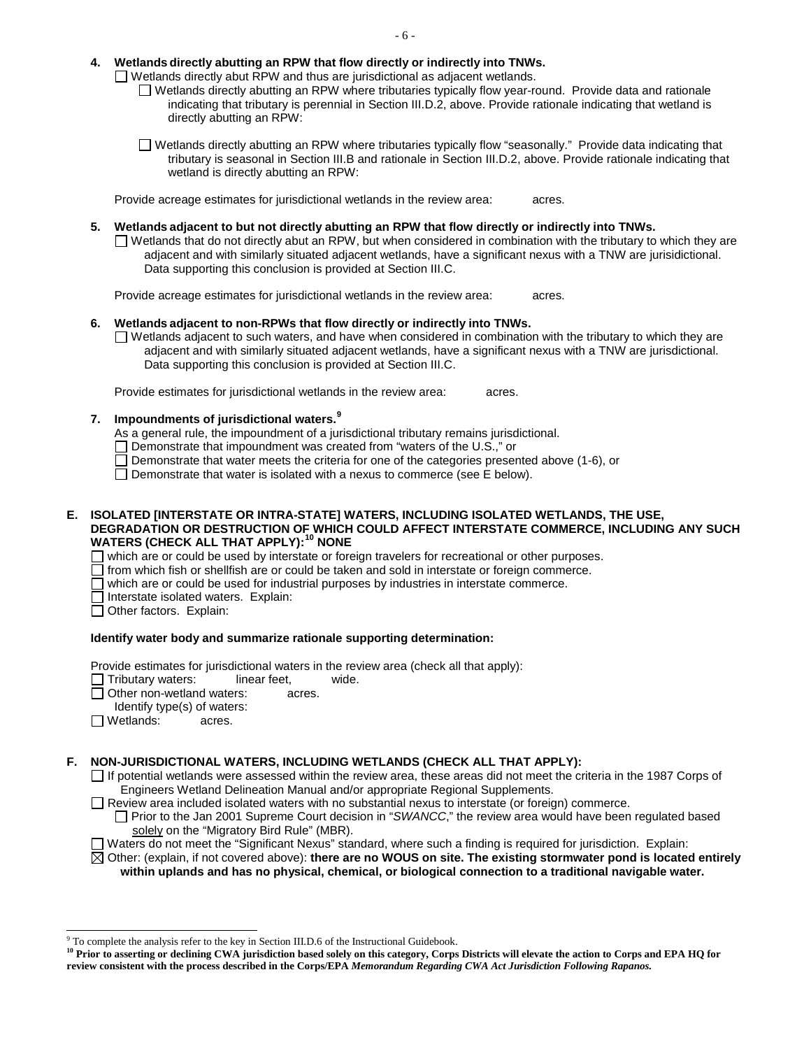**4. Wetlands directly abutting an RPW that flow directly or indirectly into TNWs.**

☐ Wetlands directly abut RPW and thus are jurisdictional as adjacent wetlands.

☐ Wetlands directly abutting an RPW where tributaries typically flow year-round. Provide data and rationale indicating that tributary is perennial in Section III.D.2, above. Provide rationale indicating that wetland is directly abutting an RPW:

☐ Wetlands directly abutting an RPW where tributaries typically flow "seasonally." Provide data indicating that tributary is seasonal in Section III.B and rationale in Section III.D.2, above. Provide rationale indicating that wetland is directly abutting an RPW:

Provide acreage estimates for jurisdictional wetlands in the review area: acres.

**5. Wetlands adjacent to but not directly abutting an RPW that flow directly or indirectly into TNWs.**

☐ Wetlands that do not directly abut an RPW, but when considered in combination with the tributary to which they are adjacent and with similarly situated adjacent wetlands, have a significant nexus with a TNW are jurisidictional. Data supporting this conclusion is provided at Section III.C.

Provide acreage estimates for jurisdictional wetlands in the review area: acres.

**6. Wetlands adjacent to non-RPWs that flow directly or indirectly into TNWs.**

☐ Wetlands adjacent to such waters, and have when considered in combination with the tributary to which they are adjacent and with similarly situated adjacent wetlands, have a significant nexus with a TNW are jurisdictional. Data supporting this conclusion is provided at Section III.C.

Provide estimates for jurisdictional wetlands in the review area: acres.

**7. Impoundments of jurisdictional waters.[9]**

As a general rule, the impoundment of a jurisdictional tributary remains jurisdictional.

☐ Demonstrate that impoundment was created from "waters of the U.S.," or

☐ Demonstrate that water meets the criteria for one of the categories presented above (1-6), or

☐ Demonstrate that water is isolated with a nexus to commerce (see E below).

**E. ISOLATED [INTERSTATE OR INTRA-STATE] WATERS, INCLUDING ISOLATED WETLANDS, THE USE, DEGRADATION OR DESTRUCTION OF WHICH COULD AFFECT INTERSTATE COMMERCE, INCLUDING ANY SUCH WATERS (CHECK ALL THAT APPLY):[10] NONE**

☐ which are or could be used by interstate or foreign travelers for recreational or other purposes.

☐ from which fish or shellfish are or could be taken and sold in interstate or foreign commerce.

☐ which are or could be used for industrial purposes by industries in interstate commerce.

☐ Interstate isolated waters. Explain:

☐ Other factors. Explain:

**Identify water body and summarize rationale supporting determination:**

Provide estimates for jurisdictional waters in the review area (check all that apply):

☐ Tributary waters: linear feet, wide.

☐ Other non-wetland waters: acres.

Identify type(s) of waters:

☐ Wetlands: acres.

**F. NON-JURISDICTIONAL WATERS, INCLUDING WETLANDS (CHECK ALL THAT APPLY):**

☐ If potential wetlands were assessed within the review area, these areas did not meet the criteria in the 1987 Corps of Engineers Wetland Delineation Manual and/or appropriate Regional Supplements.

☐ Review area included isolated waters with no substantial nexus to interstate (or foreign) commerce.

☐ Prior to the Jan 2001 Supreme Court decision in "*SWANCC*," the review area would have been regulated based solely on the "Migratory Bird Rule" (MBR).

☐ Waters do not meet the "Significant Nexus" standard, where such a finding is required for jurisdiction. Explain:

☒ Other: (explain, if not covered above): **there are no WOUS on site. The existing stormwater pond is located entirely within uplands and has no physical, chemical, or biological connection to a traditional navigable water.**

---

[9] To complete the analysis refer to the key in Section III.D.6 of the Instructional Guidebook.

[10] **Prior to asserting or declining CWA jurisdiction based solely on this category, Corps Districts will elevate the action to Corps and EPA HQ for review consistent with the process described in the Corps/EPA *Memorandum Regarding CWA Act Jurisdiction Following Rapanos.***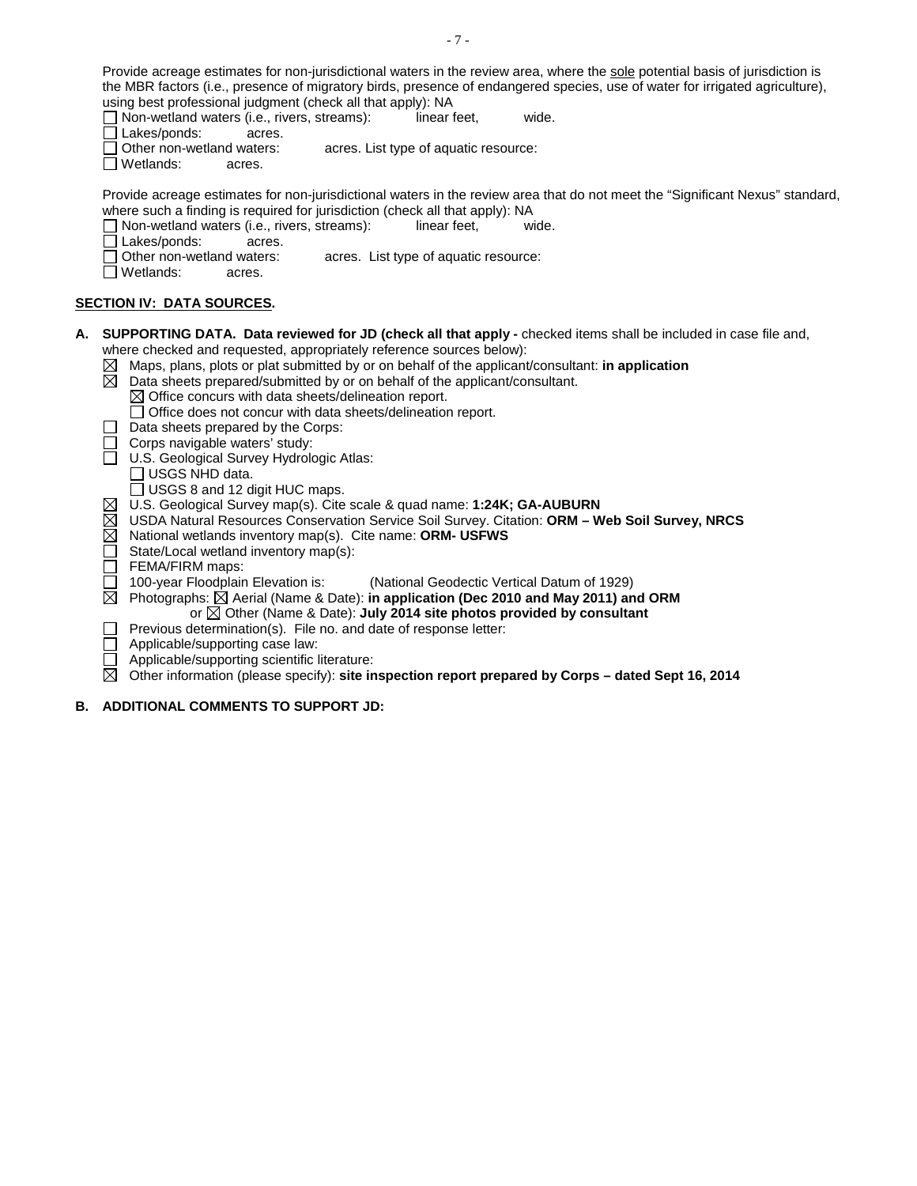Provide acreage estimates for non-jurisdictional waters in the review area, where the sole potential basis of jurisdiction is the MBR factors (i.e., presence of migratory birds, presence of endangered species, use of water for irrigated agriculture), using best professional judgment (check all that apply): NA

☐ Non-wetland waters (i.e., rivers, streams): linear feet, wide.
☐ Lakes/ponds: acres.
☐ Other non-wetland waters: acres. List type of aquatic resource:
☐ Wetlands: acres.

Provide acreage estimates for non-jurisdictional waters in the review area that do not meet the "Significant Nexus" standard, where such a finding is required for jurisdiction (check all that apply): NA

☐ Non-wetland waters (i.e., rivers, streams): linear feet, wide.
☐ Lakes/ponds: acres.
☐ Other non-wetland waters: acres. List type of aquatic resource:
☐ Wetlands: acres.

## SECTION IV: DATA SOURCES.

**A. SUPPORTING DATA. Data reviewed for JD (check all that apply -** checked items shall be included in case file and, where checked and requested, appropriately reference sources below):

- ☒ Maps, plans, plots or plat submitted by or on behalf of the applicant/consultant: **in application**
- ☒ Data sheets prepared/submitted by or on behalf of the applicant/consultant.
  - ☒ Office concurs with data sheets/delineation report.
  - ☐ Office does not concur with data sheets/delineation report.
- ☐ Data sheets prepared by the Corps:
- ☐ Corps navigable waters' study:
- ☐ U.S. Geological Survey Hydrologic Atlas:
  - ☐ USGS NHD data.
  - ☐ USGS 8 and 12 digit HUC maps.
- ☒ U.S. Geological Survey map(s). Cite scale & quad name: **1:24K; GA-AUBURN**
- ☒ USDA Natural Resources Conservation Service Soil Survey. Citation: **ORM – Web Soil Survey, NRCS**
- ☒ National wetlands inventory map(s). Cite name: **ORM- USFWS**
- ☐ State/Local wetland inventory map(s):
- ☐ FEMA/FIRM maps:
- ☐ 100-year Floodplain Elevation is: (National Geodectic Vertical Datum of 1929)
- ☒ Photographs: ☒ Aerial (Name & Date): **in application (Dec 2010 and May 2011) and ORM**
  or ☒ Other (Name & Date): **July 2014 site photos provided by consultant**
- ☐ Previous determination(s). File no. and date of response letter:
- ☐ Applicable/supporting case law:
- ☐ Applicable/supporting scientific literature:
- ☒ Other information (please specify): **site inspection report prepared by Corps – dated Sept 16, 2014**

**B. ADDITIONAL COMMENTS TO SUPPORT JD:**